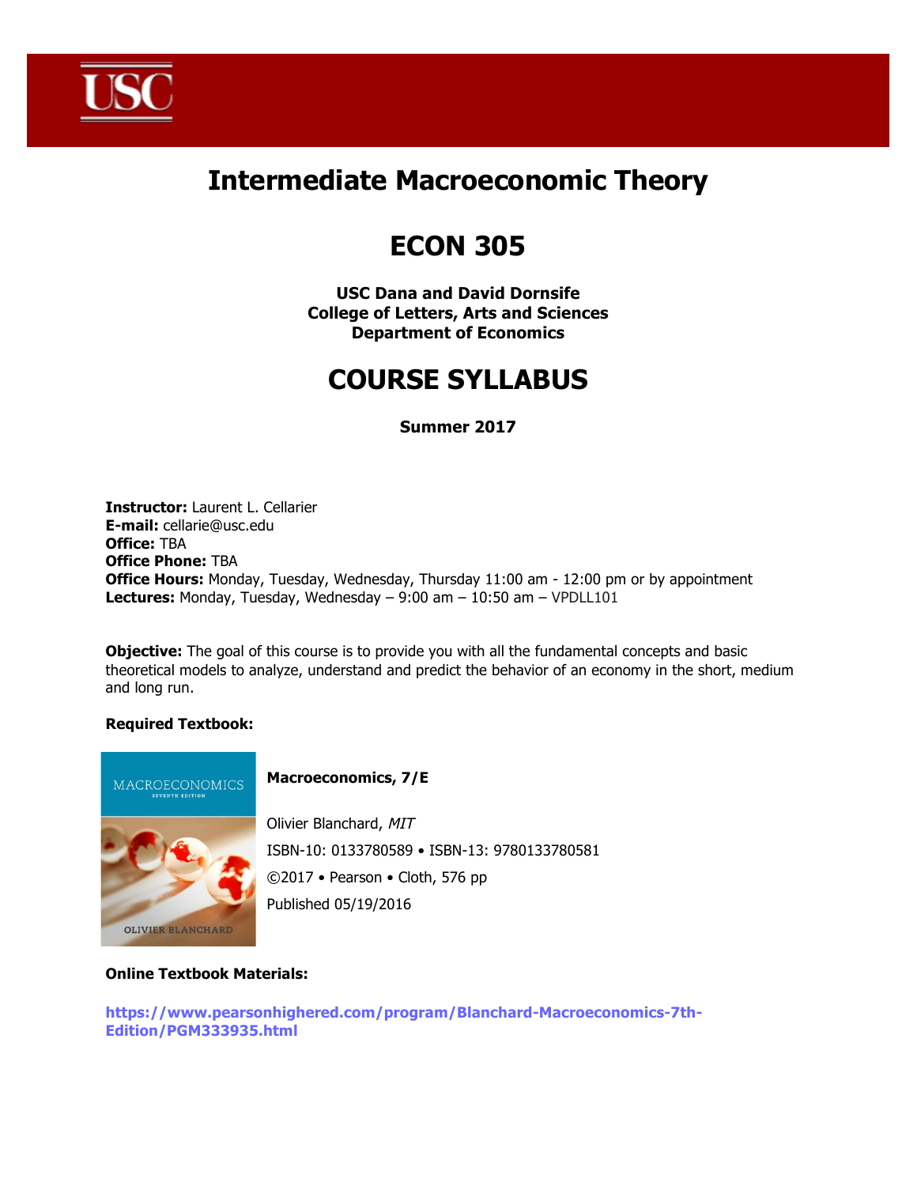# Intermediate Macroeconomic Theory

# ECON 305

**USC Dana and David Dornsife**
**College of Letters, Arts and Sciences**
**Department of Economics**

# COURSE SYLLABUS

**Summer 2017**

**Instructor:** Laurent L. Cellarier
**E-mail:** cellarie@usc.edu
**Office:** TBA
**Office Phone:** TBA
**Office Hours:** Monday, Tuesday, Wednesday, Thursday 11:00 am - 12:00 pm or by appointment
**Lectures:** Monday, Tuesday, Wednesday – 9:00 am – 10:50 am – VPDLL101

**Objective:** The goal of this course is to provide you with all the fundamental concepts and basic theoretical models to analyze, understand and predict the behavior of an economy in the short, medium and long run.

**Required Textbook:**

**Macroeconomics, 7/E**

Olivier Blanchard, *MIT*

ISBN-10: 0133780589 • ISBN-13: 9780133780581

©2017 • Pearson • Cloth, 576 pp

Published 05/19/2016

**Online Textbook Materials:**

**https://www.pearsonhighered.com/program/Blanchard-Macroeconomics-7th-Edition/PGM333935.html**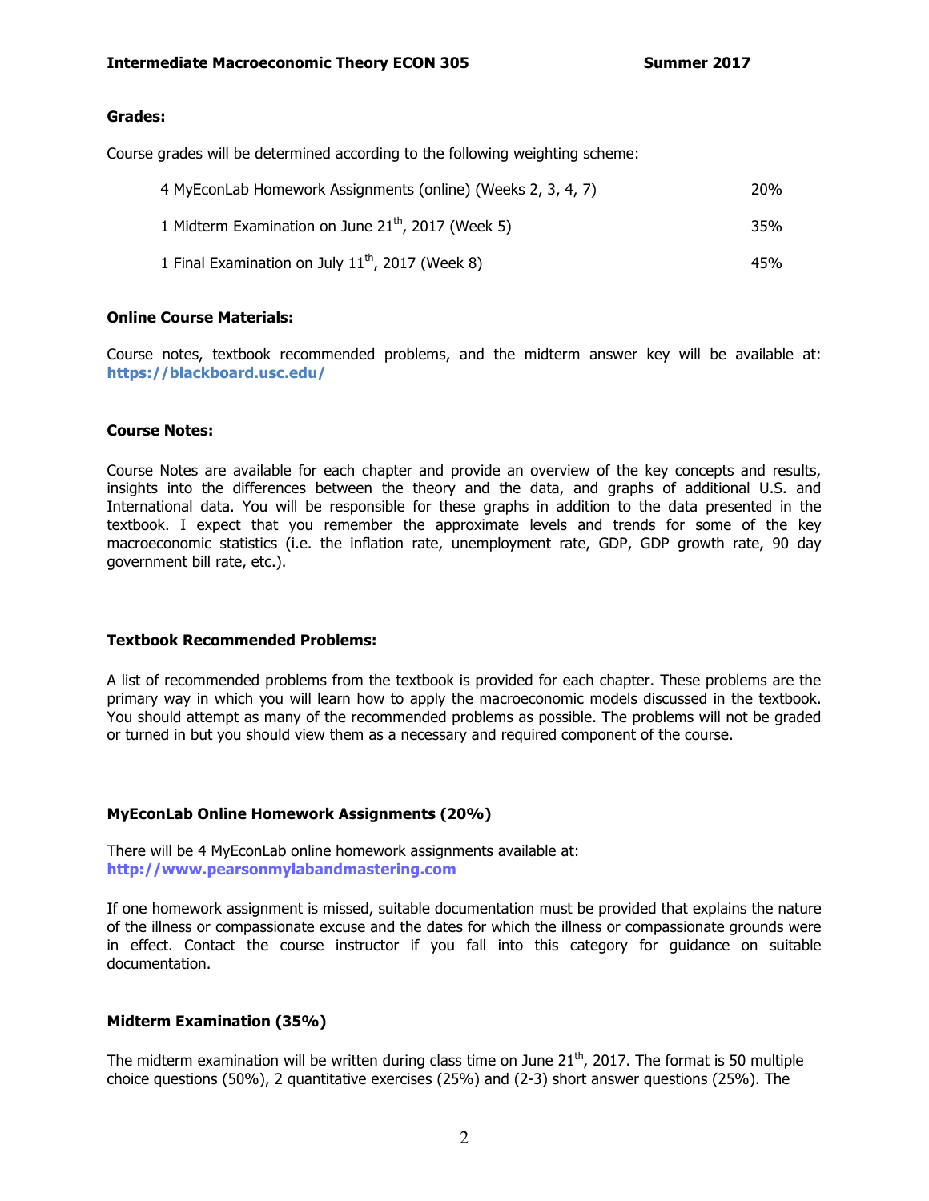**Grades:**

Course grades will be determined according to the following weighting scheme:

| | |
|---|---|
| 4 MyEconLab Homework Assignments (online) (Weeks 2, 3, 4, 7) | 20% |
| 1 Midterm Examination on June 21th, 2017 (Week 5) | 35% |
| 1 Final Examination on July 11th, 2017 (Week 8) | 45% |

**Online Course Materials:**

Course notes, textbook recommended problems, and the midterm answer key will be available at: **https://blackboard.usc.edu/**

**Course Notes:**

Course Notes are available for each chapter and provide an overview of the key concepts and results, insights into the differences between the theory and the data, and graphs of additional U.S. and International data. You will be responsible for these graphs in addition to the data presented in the textbook. I expect that you remember the approximate levels and trends for some of the key macroeconomic statistics (i.e. the inflation rate, unemployment rate, GDP, GDP growth rate, 90 day government bill rate, etc.).

**Textbook Recommended Problems:**

A list of recommended problems from the textbook is provided for each chapter. These problems are the primary way in which you will learn how to apply the macroeconomic models discussed in the textbook. You should attempt as many of the recommended problems as possible. The problems will not be graded or turned in but you should view them as a necessary and required component of the course.

**MyEconLab Online Homework Assignments (20%)**

There will be 4 MyEconLab online homework assignments available at: **http://www.pearsonmylabandmastering.com**

If one homework assignment is missed, suitable documentation must be provided that explains the nature of the illness or compassionate excuse and the dates for which the illness or compassionate grounds were in effect. Contact the course instructor if you fall into this category for guidance on suitable documentation.

**Midterm Examination (35%)**

The midterm examination will be written during class time on June 21th, 2017. The format is 50 multiple choice questions (50%), 2 quantitative exercises (25%) and (2-3) short answer questions (25%). The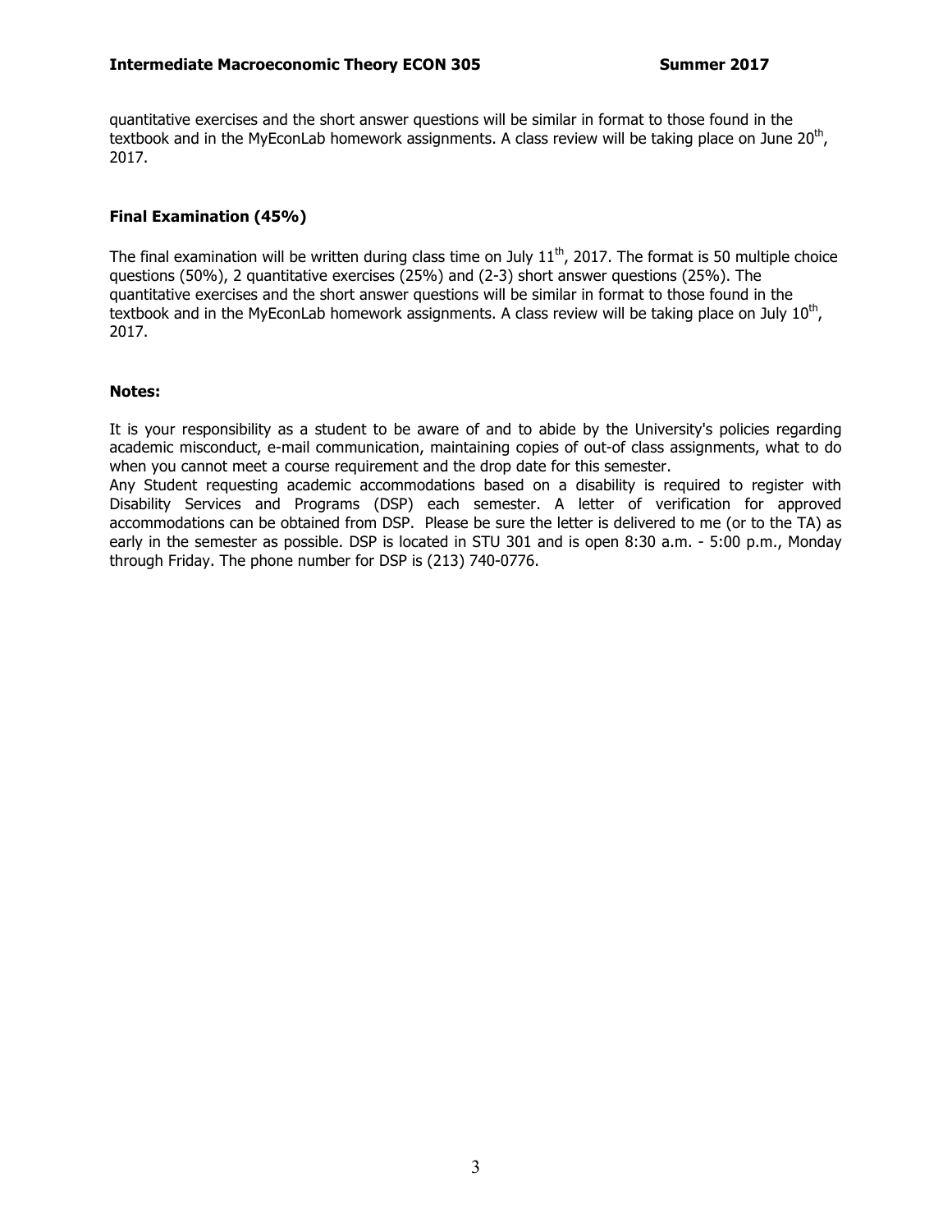quantitative exercises and the short answer questions will be similar in format to those found in the textbook and in the MyEconLab homework assignments. A class review will be taking place on June 20th, 2017.

### Final Examination (45%)

The final examination will be written during class time on July 11th, 2017. The format is 50 multiple choice questions (50%), 2 quantitative exercises (25%) and (2-3) short answer questions (25%). The quantitative exercises and the short answer questions will be similar in format to those found in the textbook and in the MyEconLab homework assignments. A class review will be taking place on July 10th, 2017.

### Notes:

It is your responsibility as a student to be aware of and to abide by the University's policies regarding academic misconduct, e-mail communication, maintaining copies of out-of class assignments, what to do when you cannot meet a course requirement and the drop date for this semester.

Any Student requesting academic accommodations based on a disability is required to register with Disability Services and Programs (DSP) each semester. A letter of verification for approved accommodations can be obtained from DSP. Please be sure the letter is delivered to me (or to the TA) as early in the semester as possible. DSP is located in STU 301 and is open 8:30 a.m. - 5:00 p.m., Monday through Friday. The phone number for DSP is (213) 740-0776.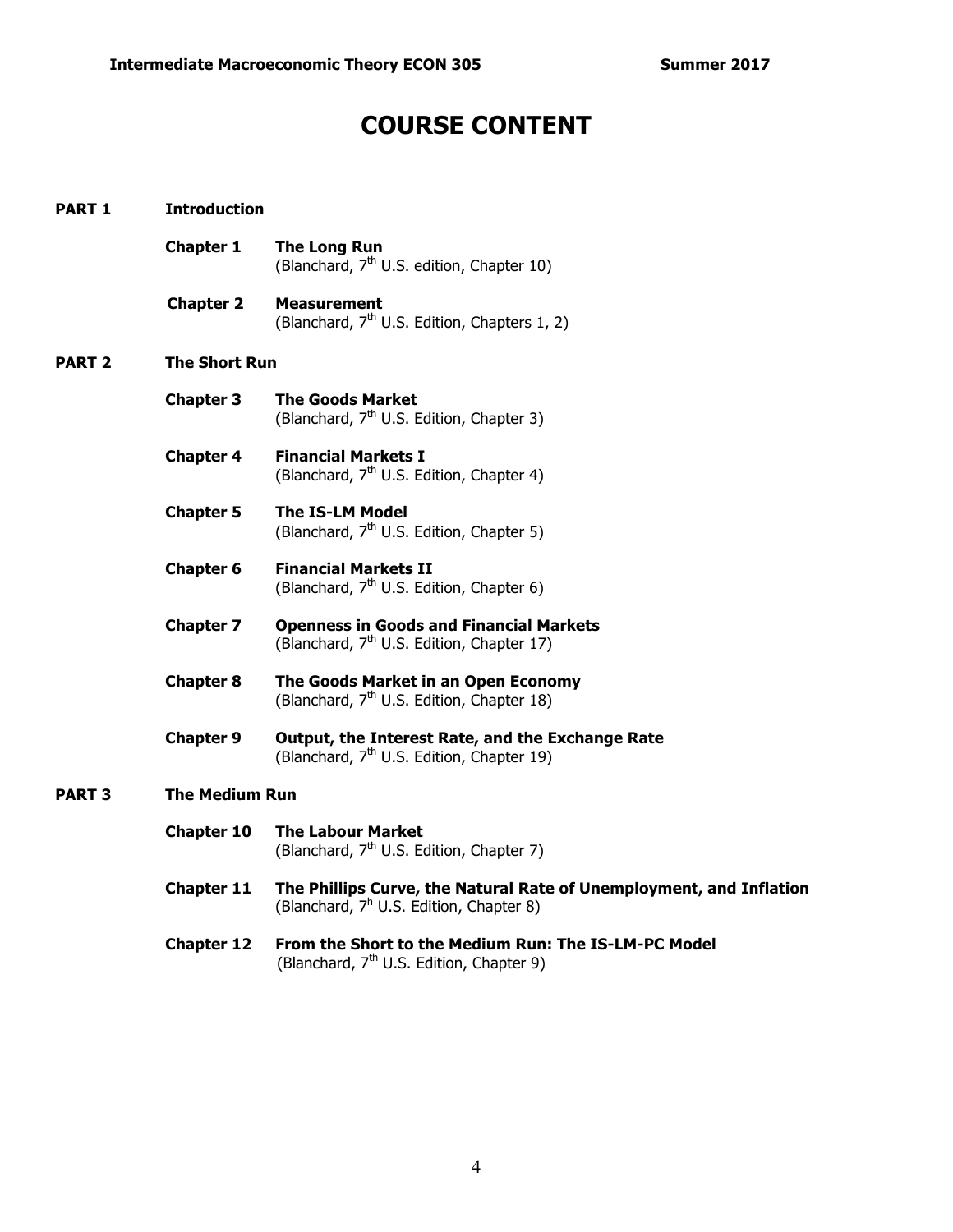# COURSE CONTENT

## PART 1 Introduction

**Chapter 1 The Long Run**
(Blanchard, 7th U.S. edition, Chapter 10)

**Chapter 2 Measurement**
(Blanchard, 7th U.S. Edition, Chapters 1, 2)

## PART 2 The Short Run

**Chapter 3 The Goods Market**
(Blanchard, 7th U.S. Edition, Chapter 3)

**Chapter 4 Financial Markets I**
(Blanchard, 7th U.S. Edition, Chapter 4)

**Chapter 5 The IS-LM Model**
(Blanchard, 7th U.S. Edition, Chapter 5)

**Chapter 6 Financial Markets II**
(Blanchard, 7th U.S. Edition, Chapter 6)

**Chapter 7 Openness in Goods and Financial Markets**
(Blanchard, 7th U.S. Edition, Chapter 17)

**Chapter 8 The Goods Market in an Open Economy**
(Blanchard, 7th U.S. Edition, Chapter 18)

**Chapter 9 Output, the Interest Rate, and the Exchange Rate**
(Blanchard, 7th U.S. Edition, Chapter 19)

## PART 3 The Medium Run

**Chapter 10 The Labour Market**
(Blanchard, 7th U.S. Edition, Chapter 7)

**Chapter 11 The Phillips Curve, the Natural Rate of Unemployment, and Inflation**
(Blanchard, 7h U.S. Edition, Chapter 8)

**Chapter 12 From the Short to the Medium Run: The IS-LM-PC Model**
(Blanchard, 7th U.S. Edition, Chapter 9)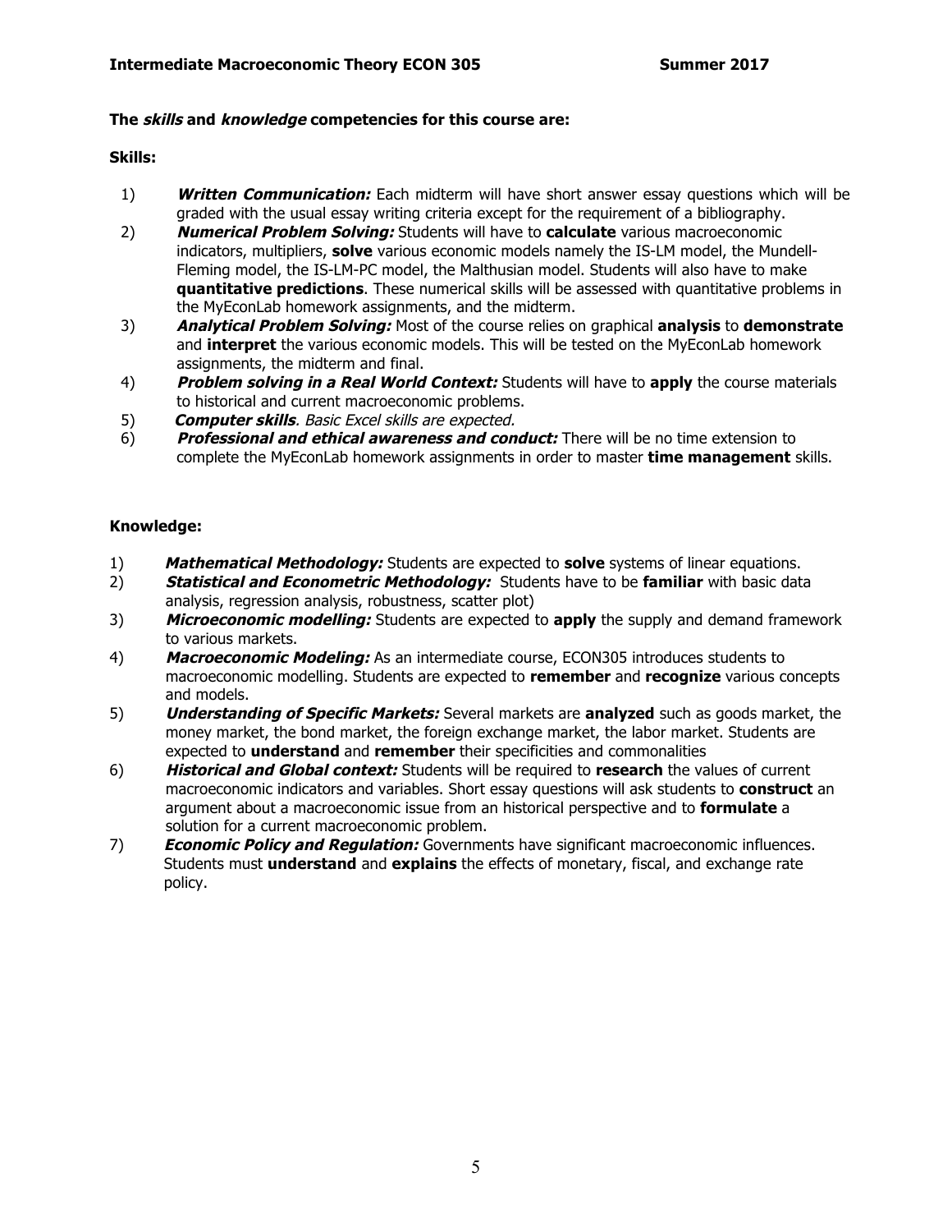**The *skills* and *knowledge* competencies for this course are:**

**Skills:**

1) ***Written Communication:*** Each midterm will have short answer essay questions which will be graded with the usual essay writing criteria except for the requirement of a bibliography.
2) ***Numerical Problem Solving:*** Students will have to **calculate** various macroeconomic indicators, multipliers, **solve** various economic models namely the IS-LM model, the Mundell-Fleming model, the IS-LM-PC model, the Malthusian model. Students will also have to make **quantitative predictions**. These numerical skills will be assessed with quantitative problems in the MyEconLab homework assignments, and the midterm.
3) ***Analytical Problem Solving:*** Most of the course relies on graphical **analysis** to **demonstrate** and **interpret** the various economic models. This will be tested on the MyEconLab homework assignments, the midterm and final.
4) ***Problem solving in a Real World Context:*** Students will have to **apply** the course materials to historical and current macroeconomic problems.
5) ***Computer skills***. *Basic Excel skills are expected.*
6) ***Professional and ethical awareness and conduct:*** There will be no time extension to complete the MyEconLab homework assignments in order to master **time management** skills.

**Knowledge:**

1) ***Mathematical Methodology:*** Students are expected to **solve** systems of linear equations.
2) ***Statistical and Econometric Methodology:*** Students have to be **familiar** with basic data analysis, regression analysis, robustness, scatter plot)
3) ***Microeconomic modelling:*** Students are expected to **apply** the supply and demand framework to various markets.
4) ***Macroeconomic Modeling:*** As an intermediate course, ECON305 introduces students to macroeconomic modelling. Students are expected to **remember** and **recognize** various concepts and models.
5) ***Understanding of Specific Markets:*** Several markets are **analyzed** such as goods market, the money market, the bond market, the foreign exchange market, the labor market. Students are expected to **understand** and **remember** their specificities and commonalities
6) ***Historical and Global context:*** Students will be required to **research** the values of current macroeconomic indicators and variables. Short essay questions will ask students to **construct** an argument about a macroeconomic issue from an historical perspective and to **formulate** a solution for a current macroeconomic problem.
7) ***Economic Policy and Regulation:*** Governments have significant macroeconomic influences. Students must **understand** and **explains** the effects of monetary, fiscal, and exchange rate policy.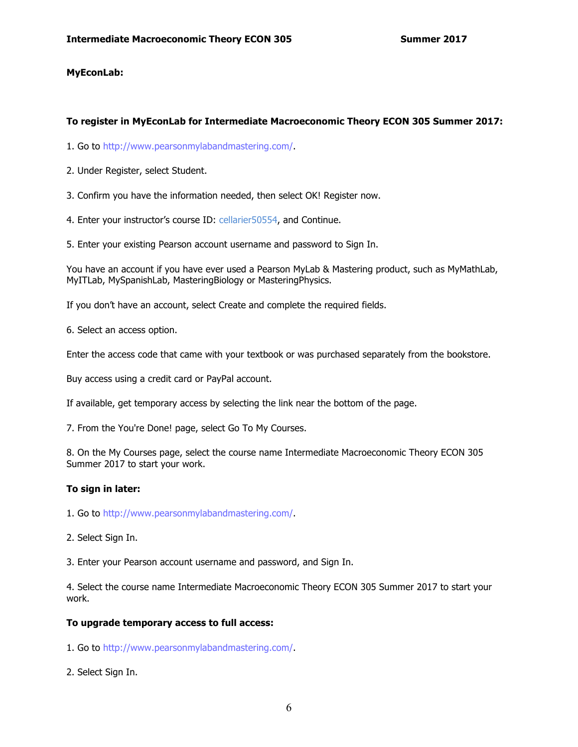**MyEconLab:**

**To register in MyEconLab for Intermediate Macroeconomic Theory ECON 305 Summer 2017:**

1. Go to http://www.pearsonmylabandmastering.com/.

2. Under Register, select Student.

3. Confirm you have the information needed, then select OK! Register now.

4. Enter your instructor's course ID: cellarier50554, and Continue.

5. Enter your existing Pearson account username and password to Sign In.

You have an account if you have ever used a Pearson MyLab & Mastering product, such as MyMathLab, MyITLab, MySpanishLab, MasteringBiology or MasteringPhysics.

If you don't have an account, select Create and complete the required fields.

6. Select an access option.

Enter the access code that came with your textbook or was purchased separately from the bookstore.

Buy access using a credit card or PayPal account.

If available, get temporary access by selecting the link near the bottom of the page.

7. From the You're Done! page, select Go To My Courses.

8. On the My Courses page, select the course name Intermediate Macroeconomic Theory ECON 305 Summer 2017 to start your work.

**To sign in later:**

1. Go to http://www.pearsonmylabandmastering.com/.

2. Select Sign In.

3. Enter your Pearson account username and password, and Sign In.

4. Select the course name Intermediate Macroeconomic Theory ECON 305 Summer 2017 to start your work.

**To upgrade temporary access to full access:**

1. Go to http://www.pearsonmylabandmastering.com/.

2. Select Sign In.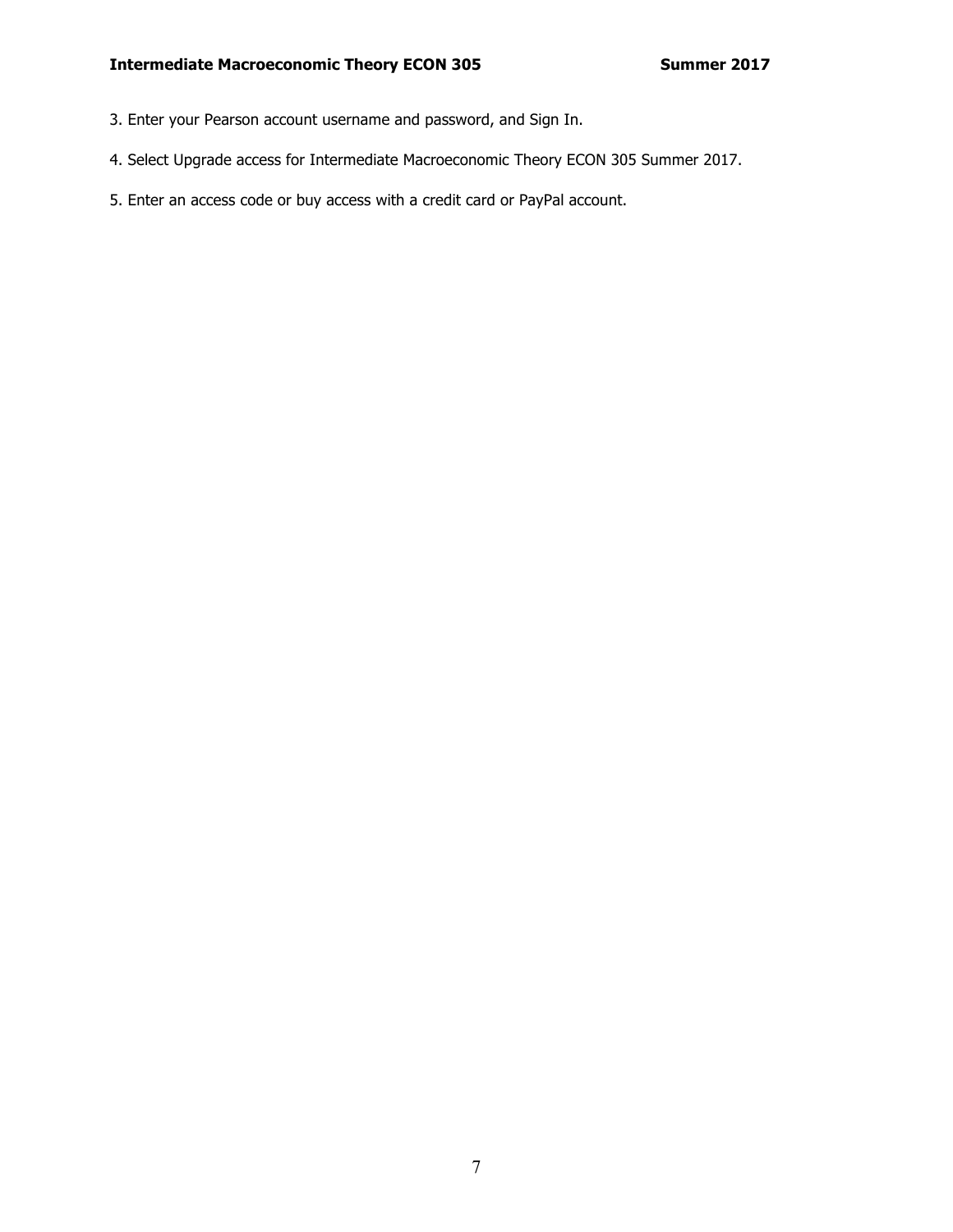3. Enter your Pearson account username and password, and Sign In.

4. Select Upgrade access for Intermediate Macroeconomic Theory ECON 305 Summer 2017.

5. Enter an access code or buy access with a credit card or PayPal account.